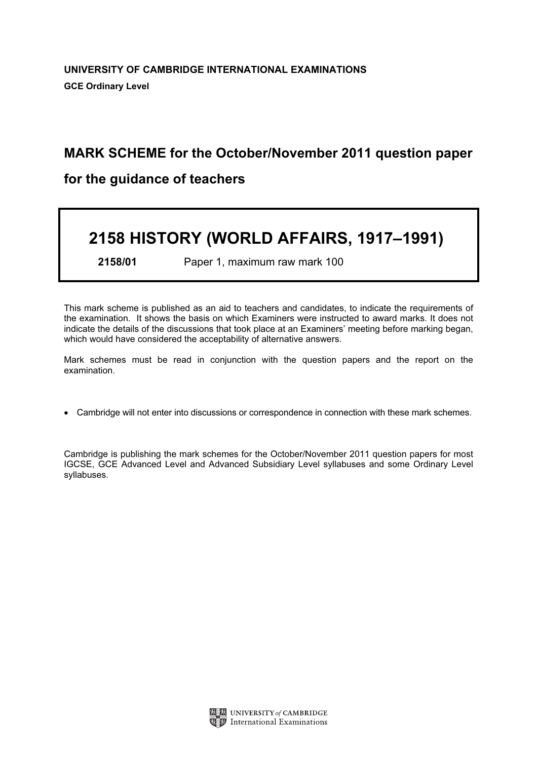**UNIVERSITY OF CAMBRIDGE INTERNATIONAL EXAMINATIONS**
**GCE Ordinary Level**

# MARK SCHEME for the October/November 2011 question paper for the guidance of teachers

## 2158 HISTORY (WORLD AFFAIRS, 1917–1991)

**2158/01** Paper 1, maximum raw mark 100

This mark scheme is published as an aid to teachers and candidates, to indicate the requirements of the examination. It shows the basis on which Examiners were instructed to award marks. It does not indicate the details of the discussions that took place at an Examiners' meeting before marking began, which would have considered the acceptability of alternative answers.

Mark schemes must be read in conjunction with the question papers and the report on the examination.

- Cambridge will not enter into discussions or correspondence in connection with these mark schemes.

Cambridge is publishing the mark schemes for the October/November 2011 question papers for most IGCSE, GCE Advanced Level and Advanced Subsidiary Level syllabuses and some Ordinary Level syllabuses.

UNIVERSITY *of* CAMBRIDGE International Examinations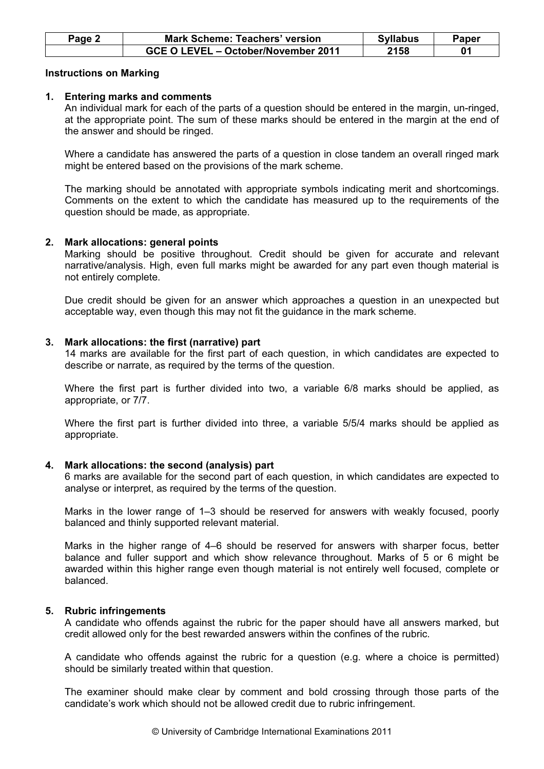## Instructions on Marking

### 1. Entering marks and comments

An individual mark for each of the parts of a question should be entered in the margin, un-ringed, at the appropriate point. The sum of these marks should be entered in the margin at the end of the answer and should be ringed.

Where a candidate has answered the parts of a question in close tandem an overall ringed mark might be entered based on the provisions of the mark scheme.

The marking should be annotated with appropriate symbols indicating merit and shortcomings. Comments on the extent to which the candidate has measured up to the requirements of the question should be made, as appropriate.

### 2. Mark allocations: general points

Marking should be positive throughout. Credit should be given for accurate and relevant narrative/analysis. High, even full marks might be awarded for any part even though material is not entirely complete.

Due credit should be given for an answer which approaches a question in an unexpected but acceptable way, even though this may not fit the guidance in the mark scheme.

### 3. Mark allocations: the first (narrative) part

14 marks are available for the first part of each question, in which candidates are expected to describe or narrate, as required by the terms of the question.

Where the first part is further divided into two, a variable 6/8 marks should be applied, as appropriate, or 7/7.

Where the first part is further divided into three, a variable 5/5/4 marks should be applied as appropriate.

### 4. Mark allocations: the second (analysis) part

6 marks are available for the second part of each question, in which candidates are expected to analyse or interpret, as required by the terms of the question.

Marks in the lower range of 1–3 should be reserved for answers with weakly focused, poorly balanced and thinly supported relevant material.

Marks in the higher range of 4–6 should be reserved for answers with sharper focus, better balance and fuller support and which show relevance throughout. Marks of 5 or 6 might be awarded within this higher range even though material is not entirely well focused, complete or balanced.

### 5. Rubric infringements

A candidate who offends against the rubric for the paper should have all answers marked, but credit allowed only for the best rewarded answers within the confines of the rubric.

A candidate who offends against the rubric for a question (e.g. where a choice is permitted) should be similarly treated within that question.

The examiner should make clear by comment and bold crossing through those parts of the candidate's work which should not be allowed credit due to rubric infringement.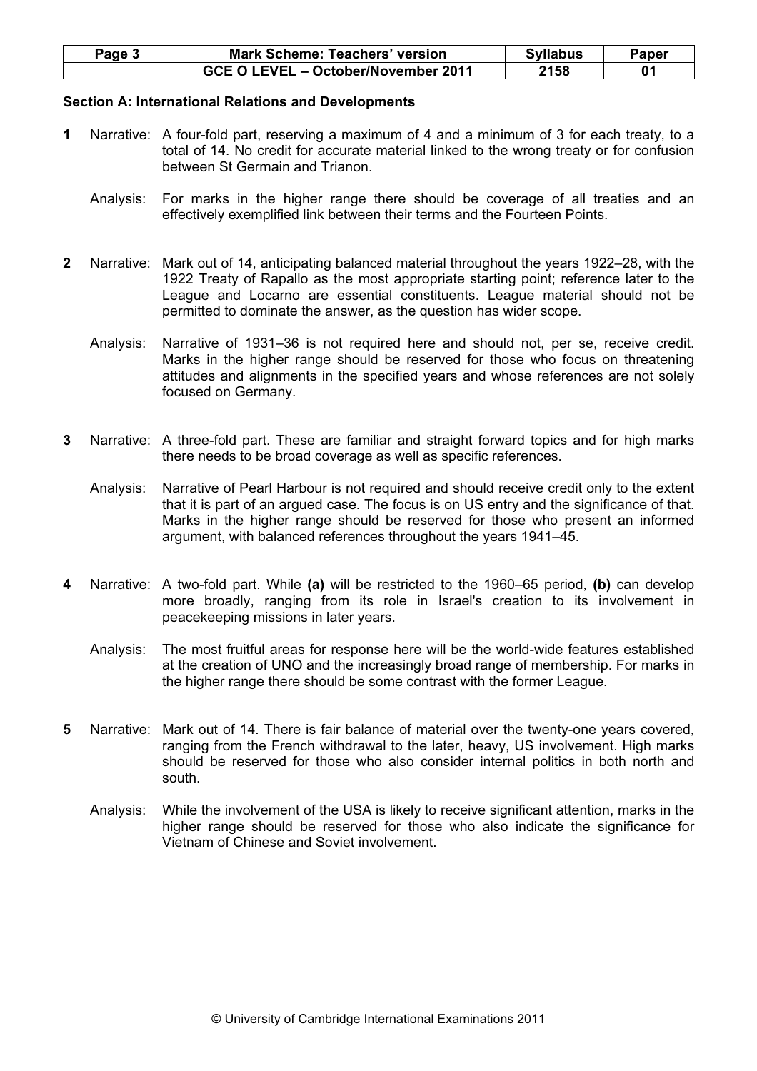## Section A: International Relations and Developments

**1** Narrative: A four-fold part, reserving a maximum of 4 and a minimum of 3 for each treaty, to a total of 14. No credit for accurate material linked to the wrong treaty or for confusion between St Germain and Trianon.

Analysis: For marks in the higher range there should be coverage of all treaties and an effectively exemplified link between their terms and the Fourteen Points.

**2** Narrative: Mark out of 14, anticipating balanced material throughout the years 1922–28, with the 1922 Treaty of Rapallo as the most appropriate starting point; reference later to the League and Locarno are essential constituents. League material should not be permitted to dominate the answer, as the question has wider scope.

Analysis: Narrative of 1931–36 is not required here and should not, per se, receive credit. Marks in the higher range should be reserved for those who focus on threatening attitudes and alignments in the specified years and whose references are not solely focused on Germany.

**3** Narrative: A three-fold part. These are familiar and straight forward topics and for high marks there needs to be broad coverage as well as specific references.

Analysis: Narrative of Pearl Harbour is not required and should receive credit only to the extent that it is part of an argued case. The focus is on US entry and the significance of that. Marks in the higher range should be reserved for those who present an informed argument, with balanced references throughout the years 1941–45.

**4** Narrative: A two-fold part. While **(a)** will be restricted to the 1960–65 period, **(b)** can develop more broadly, ranging from its role in Israel's creation to its involvement in peacekeeping missions in later years.

Analysis: The most fruitful areas for response here will be the world-wide features established at the creation of UNO and the increasingly broad range of membership. For marks in the higher range there should be some contrast with the former League.

**5** Narrative: Mark out of 14. There is fair balance of material over the twenty-one years covered, ranging from the French withdrawal to the later, heavy, US involvement. High marks should be reserved for those who also consider internal politics in both north and south.

Analysis: While the involvement of the USA is likely to receive significant attention, marks in the higher range should be reserved for those who also indicate the significance for Vietnam of Chinese and Soviet involvement.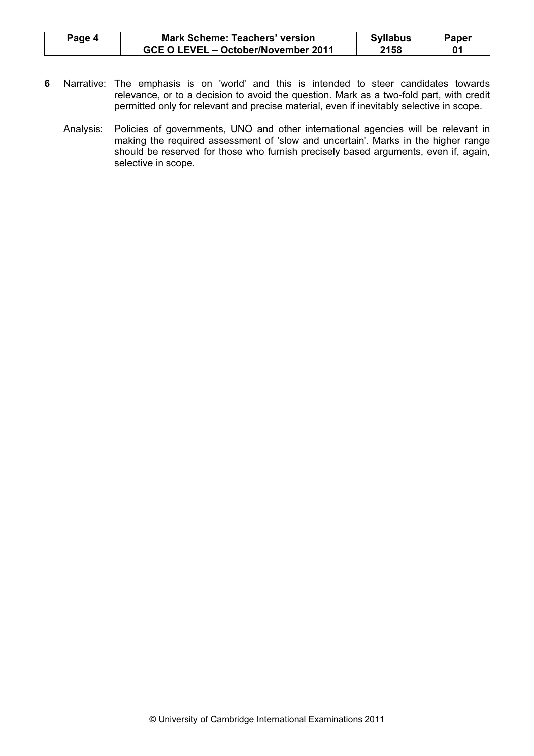**6** Narrative: The emphasis is on 'world' and this is intended to steer candidates towards relevance, or to a decision to avoid the question. Mark as a two-fold part, with credit permitted only for relevant and precise material, even if inevitably selective in scope.

Analysis: Policies of governments, UNO and other international agencies will be relevant in making the required assessment of 'slow and uncertain'. Marks in the higher range should be reserved for those who furnish precisely based arguments, even if, again, selective in scope.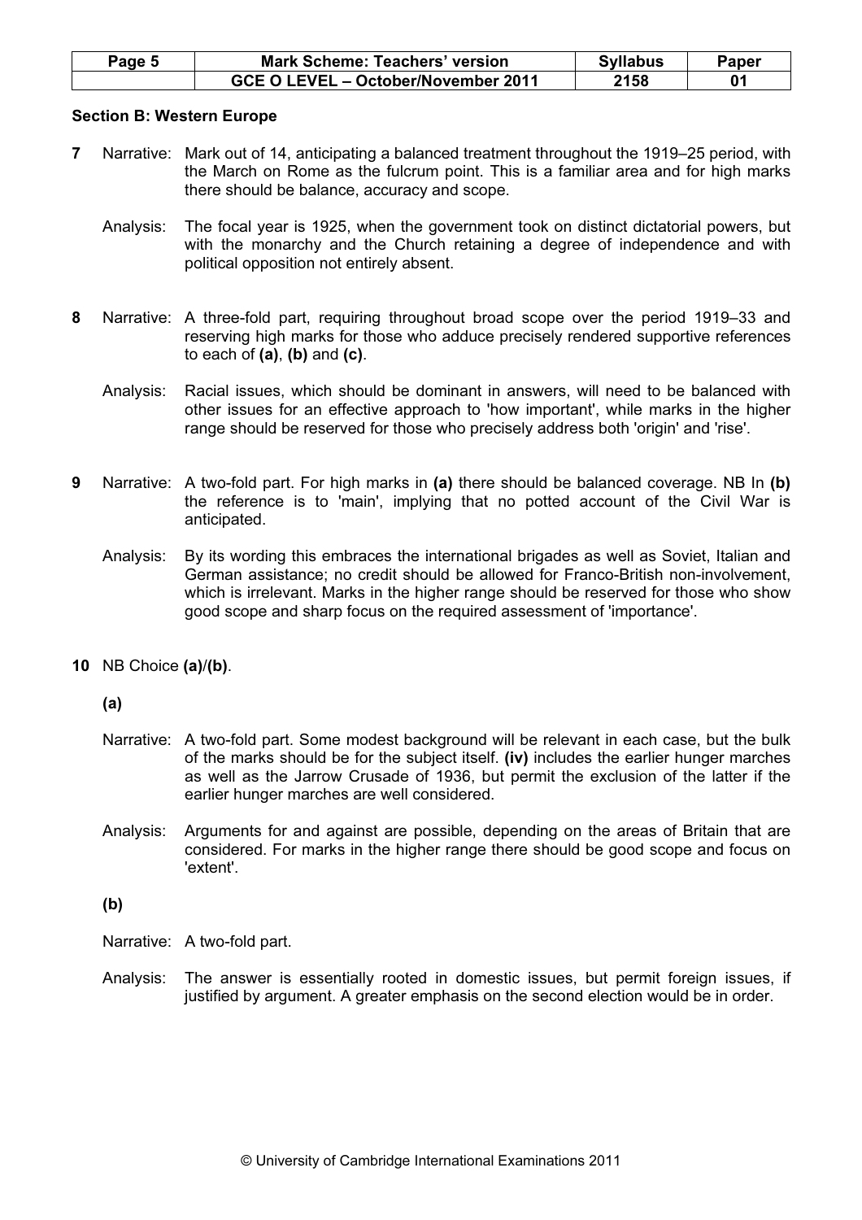## Section B: Western Europe

**7** Narrative: Mark out of 14, anticipating a balanced treatment throughout the 1919–25 period, with the March on Rome as the fulcrum point. This is a familiar area and for high marks there should be balance, accuracy and scope.

Analysis: The focal year is 1925, when the government took on distinct dictatorial powers, but with the monarchy and the Church retaining a degree of independence and with political opposition not entirely absent.

**8** Narrative: A three-fold part, requiring throughout broad scope over the period 1919–33 and reserving high marks for those who adduce precisely rendered supportive references to each of **(a)**, **(b)** and **(c)**.

Analysis: Racial issues, which should be dominant in answers, will need to be balanced with other issues for an effective approach to 'how important', while marks in the higher range should be reserved for those who precisely address both 'origin' and 'rise'.

**9** Narrative: A two-fold part. For high marks in **(a)** there should be balanced coverage. NB In **(b)** the reference is to 'main', implying that no potted account of the Civil War is anticipated.

Analysis: By its wording this embraces the international brigades as well as Soviet, Italian and German assistance; no credit should be allowed for Franco-British non-involvement, which is irrelevant. Marks in the higher range should be reserved for those who show good scope and sharp focus on the required assessment of 'importance'.

**10** NB Choice **(a)**/**(b)**.

**(a)**

Narrative: A two-fold part. Some modest background will be relevant in each case, but the bulk of the marks should be for the subject itself. **(iv)** includes the earlier hunger marches as well as the Jarrow Crusade of 1936, but permit the exclusion of the latter if the earlier hunger marches are well considered.

Analysis: Arguments for and against are possible, depending on the areas of Britain that are considered. For marks in the higher range there should be good scope and focus on 'extent'.

**(b)**

Narrative: A two-fold part.

Analysis: The answer is essentially rooted in domestic issues, but permit foreign issues, if justified by argument. A greater emphasis on the second election would be in order.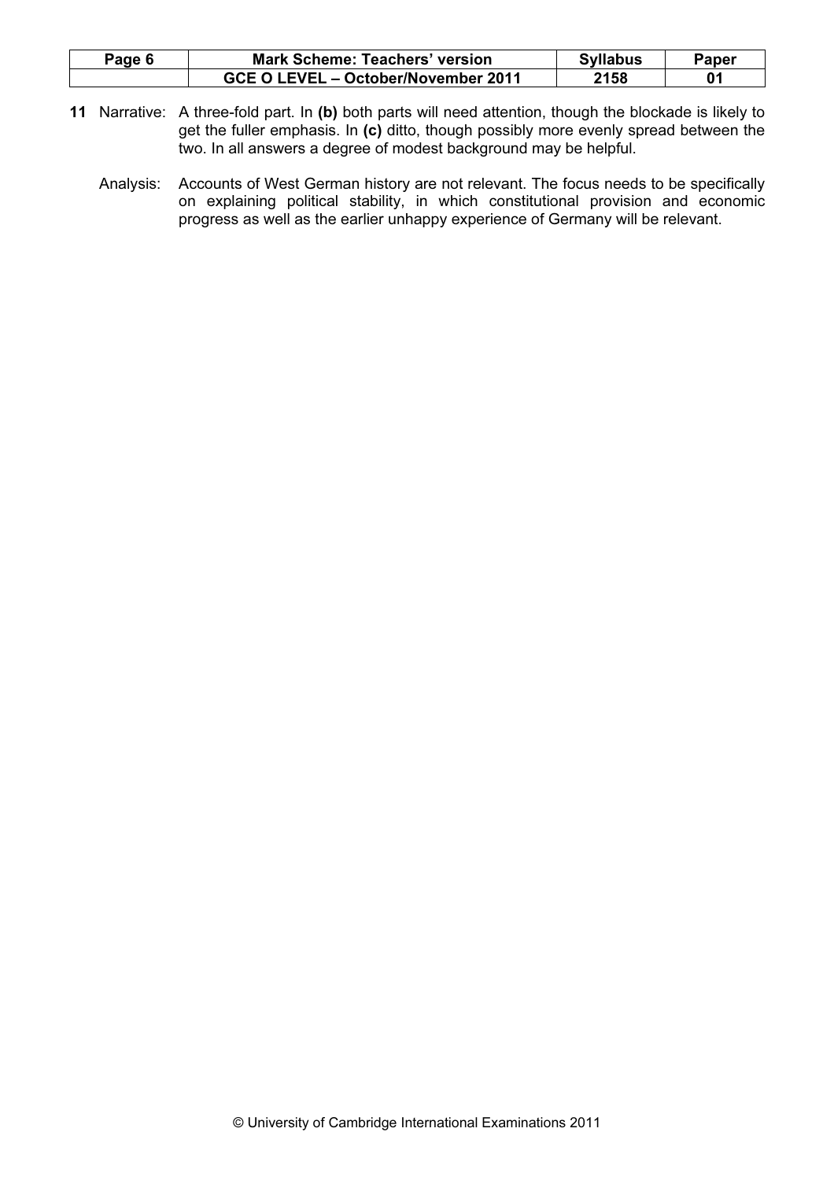**11** Narrative: A three-fold part. In **(b)** both parts will need attention, though the blockade is likely to get the fuller emphasis. In **(c)** ditto, though possibly more evenly spread between the two. In all answers a degree of modest background may be helpful.

Analysis: Accounts of West German history are not relevant. The focus needs to be specifically on explaining political stability, in which constitutional provision and economic progress as well as the earlier unhappy experience of Germany will be relevant.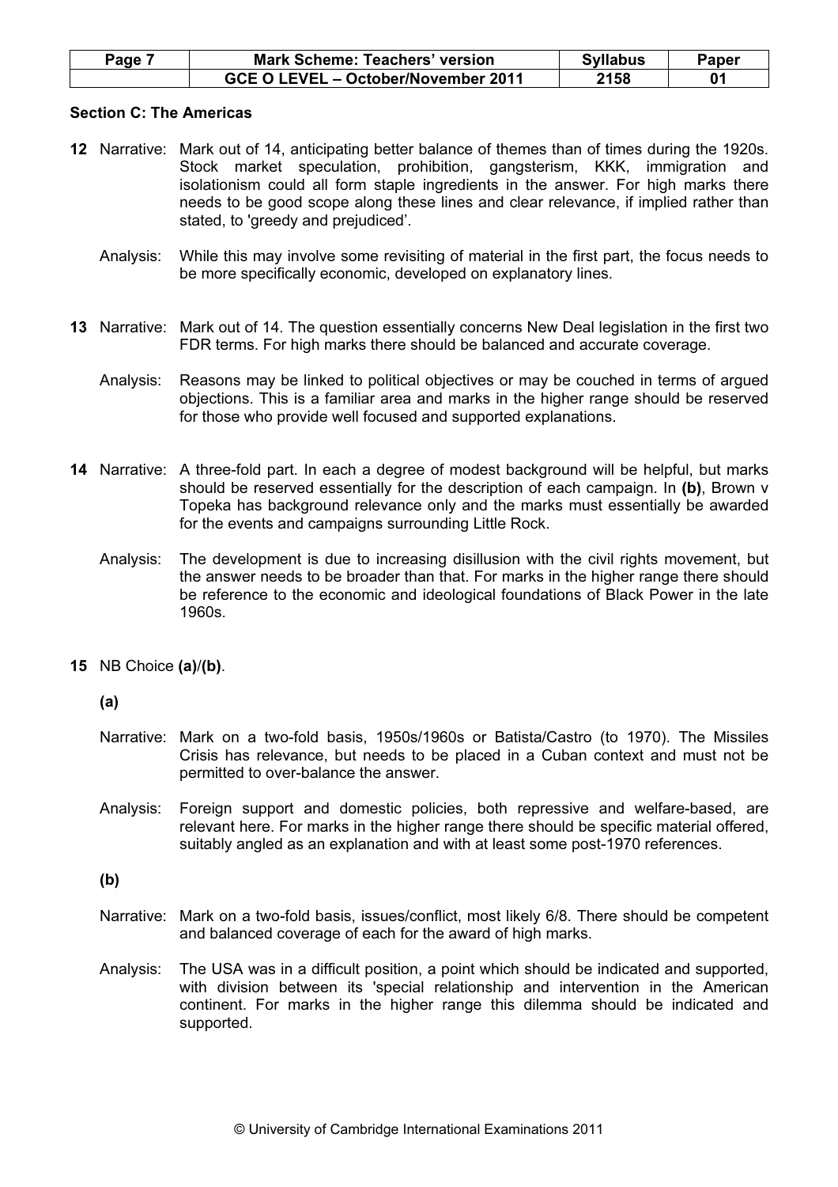## Section C: The Americas

**12** Narrative: Mark out of 14, anticipating better balance of themes than of times during the 1920s. Stock market speculation, prohibition, gangsterism, KKK, immigration and isolationism could all form staple ingredients in the answer. For high marks there needs to be good scope along these lines and clear relevance, if implied rather than stated, to 'greedy and prejudiced'.

Analysis: While this may involve some revisiting of material in the first part, the focus needs to be more specifically economic, developed on explanatory lines.

**13** Narrative: Mark out of 14. The question essentially concerns New Deal legislation in the first two FDR terms. For high marks there should be balanced and accurate coverage.

Analysis: Reasons may be linked to political objectives or may be couched in terms of argued objections. This is a familiar area and marks in the higher range should be reserved for those who provide well focused and supported explanations.

**14** Narrative: A three-fold part. In each a degree of modest background will be helpful, but marks should be reserved essentially for the description of each campaign. In **(b)**, Brown v Topeka has background relevance only and the marks must essentially be awarded for the events and campaigns surrounding Little Rock.

Analysis: The development is due to increasing disillusion with the civil rights movement, but the answer needs to be broader than that. For marks in the higher range there should be reference to the economic and ideological foundations of Black Power in the late 1960s.

**15** NB Choice **(a)**/**(b)**.

**(a)**

Narrative: Mark on a two-fold basis, 1950s/1960s or Batista/Castro (to 1970). The Missiles Crisis has relevance, but needs to be placed in a Cuban context and must not be permitted to over-balance the answer.

Analysis: Foreign support and domestic policies, both repressive and welfare-based, are relevant here. For marks in the higher range there should be specific material offered, suitably angled as an explanation and with at least some post-1970 references.

**(b)**

Narrative: Mark on a two-fold basis, issues/conflict, most likely 6/8. There should be competent and balanced coverage of each for the award of high marks.

Analysis: The USA was in a difficult position, a point which should be indicated and supported, with division between its 'special relationship and intervention in the American continent. For marks in the higher range this dilemma should be indicated and supported.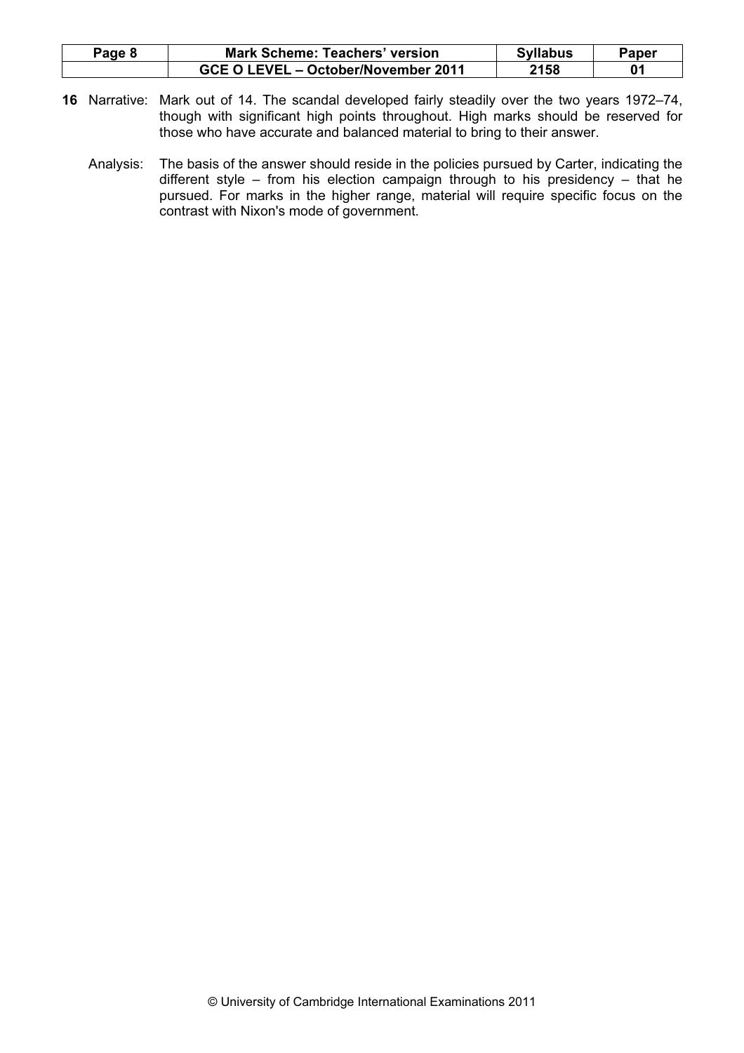**16** Narrative: Mark out of 14. The scandal developed fairly steadily over the two years 1972–74, though with significant high points throughout. High marks should be reserved for those who have accurate and balanced material to bring to their answer.

Analysis: The basis of the answer should reside in the policies pursued by Carter, indicating the different style – from his election campaign through to his presidency – that he pursued. For marks in the higher range, material will require specific focus on the contrast with Nixon's mode of government.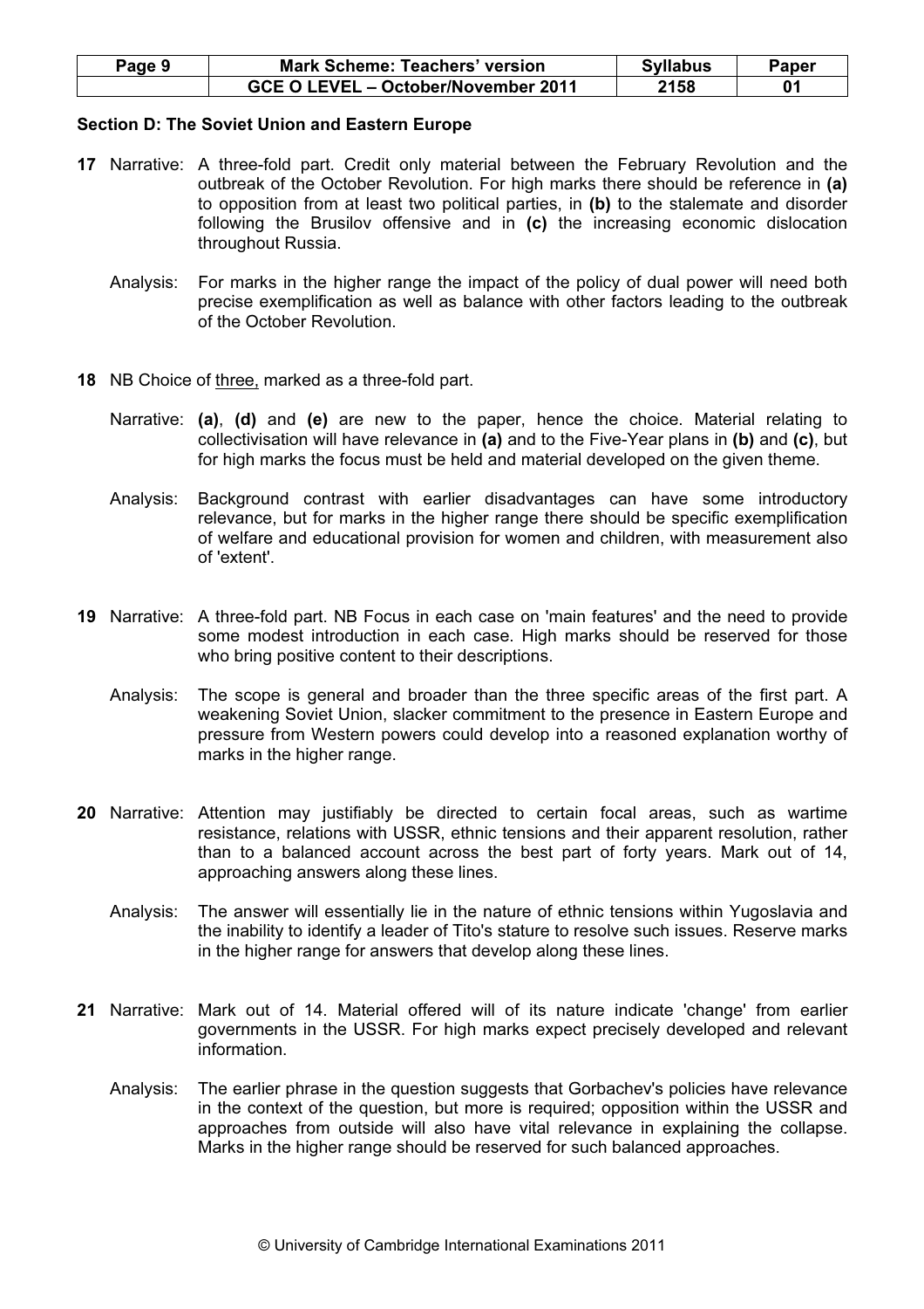## Section D: The Soviet Union and Eastern Europe

**17** Narrative: A three-fold part. Credit only material between the February Revolution and the outbreak of the October Revolution. For high marks there should be reference in **(a)** to opposition from at least two political parties, in **(b)** to the stalemate and disorder following the Brusilov offensive and in **(c)** the increasing economic dislocation throughout Russia.

Analysis: For marks in the higher range the impact of the policy of dual power will need both precise exemplification as well as balance with other factors leading to the outbreak of the October Revolution.

**18** NB Choice of three, marked as a three-fold part.

Narrative: **(a)**, **(d)** and **(e)** are new to the paper, hence the choice. Material relating to collectivisation will have relevance in **(a)** and to the Five-Year plans in **(b)** and **(c)**, but for high marks the focus must be held and material developed on the given theme.

Analysis: Background contrast with earlier disadvantages can have some introductory relevance, but for marks in the higher range there should be specific exemplification of welfare and educational provision for women and children, with measurement also of 'extent'.

**19** Narrative: A three-fold part. NB Focus in each case on 'main features' and the need to provide some modest introduction in each case. High marks should be reserved for those who bring positive content to their descriptions.

Analysis: The scope is general and broader than the three specific areas of the first part. A weakening Soviet Union, slacker commitment to the presence in Eastern Europe and pressure from Western powers could develop into a reasoned explanation worthy of marks in the higher range.

**20** Narrative: Attention may justifiably be directed to certain focal areas, such as wartime resistance, relations with USSR, ethnic tensions and their apparent resolution, rather than to a balanced account across the best part of forty years. Mark out of 14, approaching answers along these lines.

Analysis: The answer will essentially lie in the nature of ethnic tensions within Yugoslavia and the inability to identify a leader of Tito's stature to resolve such issues. Reserve marks in the higher range for answers that develop along these lines.

**21** Narrative: Mark out of 14. Material offered will of its nature indicate 'change' from earlier governments in the USSR. For high marks expect precisely developed and relevant information.

Analysis: The earlier phrase in the question suggests that Gorbachev's policies have relevance in the context of the question, but more is required; opposition within the USSR and approaches from outside will also have vital relevance in explaining the collapse. Marks in the higher range should be reserved for such balanced approaches.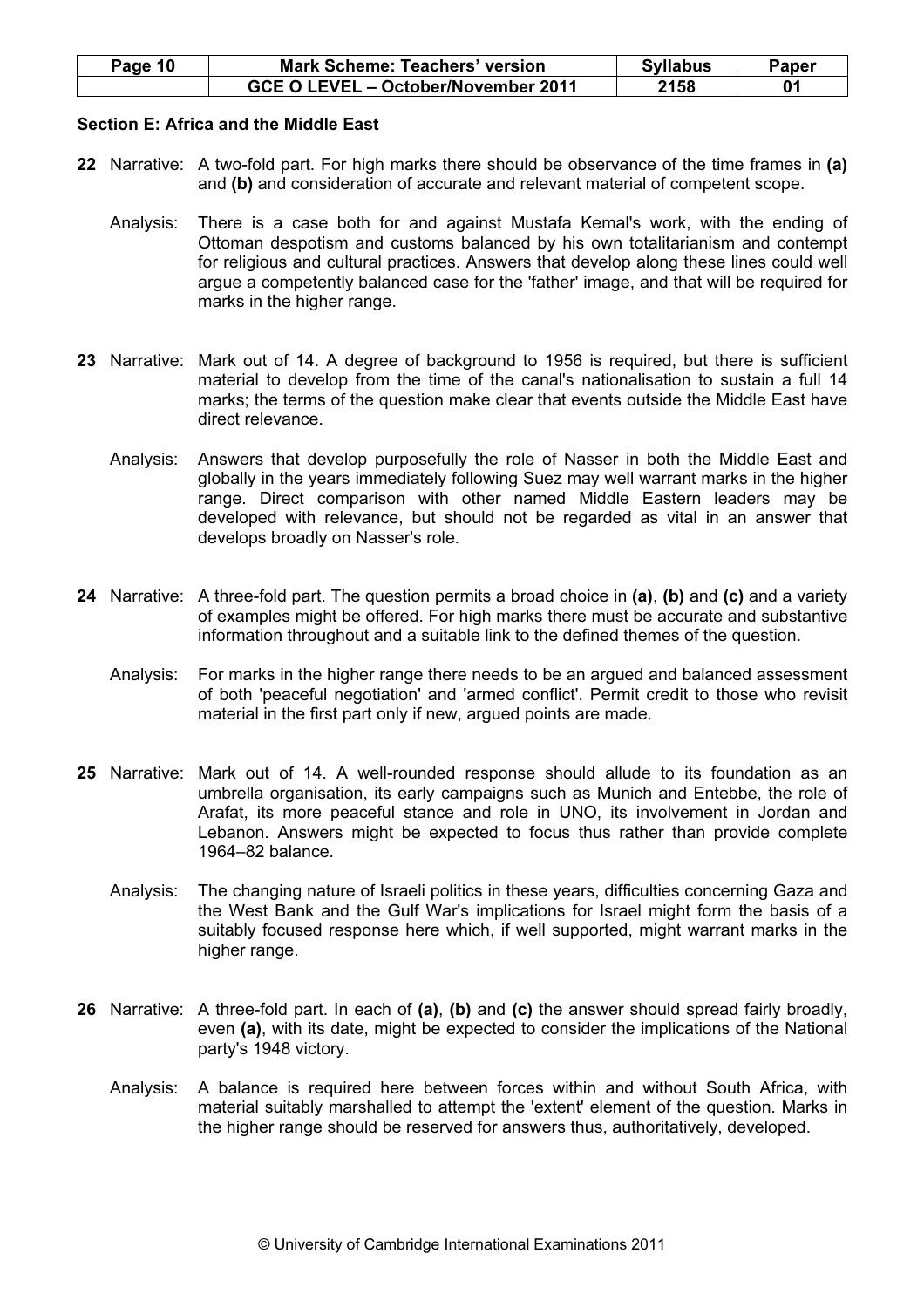## Section E: Africa and the Middle East

**22** Narrative: A two-fold part. For high marks there should be observance of the time frames in **(a)** and **(b)** and consideration of accurate and relevant material of competent scope.

Analysis: There is a case both for and against Mustafa Kemal's work, with the ending of Ottoman despotism and customs balanced by his own totalitarianism and contempt for religious and cultural practices. Answers that develop along these lines could well argue a competently balanced case for the 'father' image, and that will be required for marks in the higher range.

**23** Narrative: Mark out of 14. A degree of background to 1956 is required, but there is sufficient material to develop from the time of the canal's nationalisation to sustain a full 14 marks; the terms of the question make clear that events outside the Middle East have direct relevance.

Analysis: Answers that develop purposefully the role of Nasser in both the Middle East and globally in the years immediately following Suez may well warrant marks in the higher range. Direct comparison with other named Middle Eastern leaders may be developed with relevance, but should not be regarded as vital in an answer that develops broadly on Nasser's role.

**24** Narrative: A three-fold part. The question permits a broad choice in **(a)**, **(b)** and **(c)** and a variety of examples might be offered. For high marks there must be accurate and substantive information throughout and a suitable link to the defined themes of the question.

Analysis: For marks in the higher range there needs to be an argued and balanced assessment of both 'peaceful negotiation' and 'armed conflict'. Permit credit to those who revisit material in the first part only if new, argued points are made.

**25** Narrative: Mark out of 14. A well-rounded response should allude to its foundation as an umbrella organisation, its early campaigns such as Munich and Entebbe, the role of Arafat, its more peaceful stance and role in UNO, its involvement in Jordan and Lebanon. Answers might be expected to focus thus rather than provide complete 1964–82 balance.

Analysis: The changing nature of Israeli politics in these years, difficulties concerning Gaza and the West Bank and the Gulf War's implications for Israel might form the basis of a suitably focused response here which, if well supported, might warrant marks in the higher range.

**26** Narrative: A three-fold part. In each of **(a)**, **(b)** and **(c)** the answer should spread fairly broadly, even **(a)**, with its date, might be expected to consider the implications of the National party's 1948 victory.

Analysis: A balance is required here between forces within and without South Africa, with material suitably marshalled to attempt the 'extent' element of the question. Marks in the higher range should be reserved for answers thus, authoritatively, developed.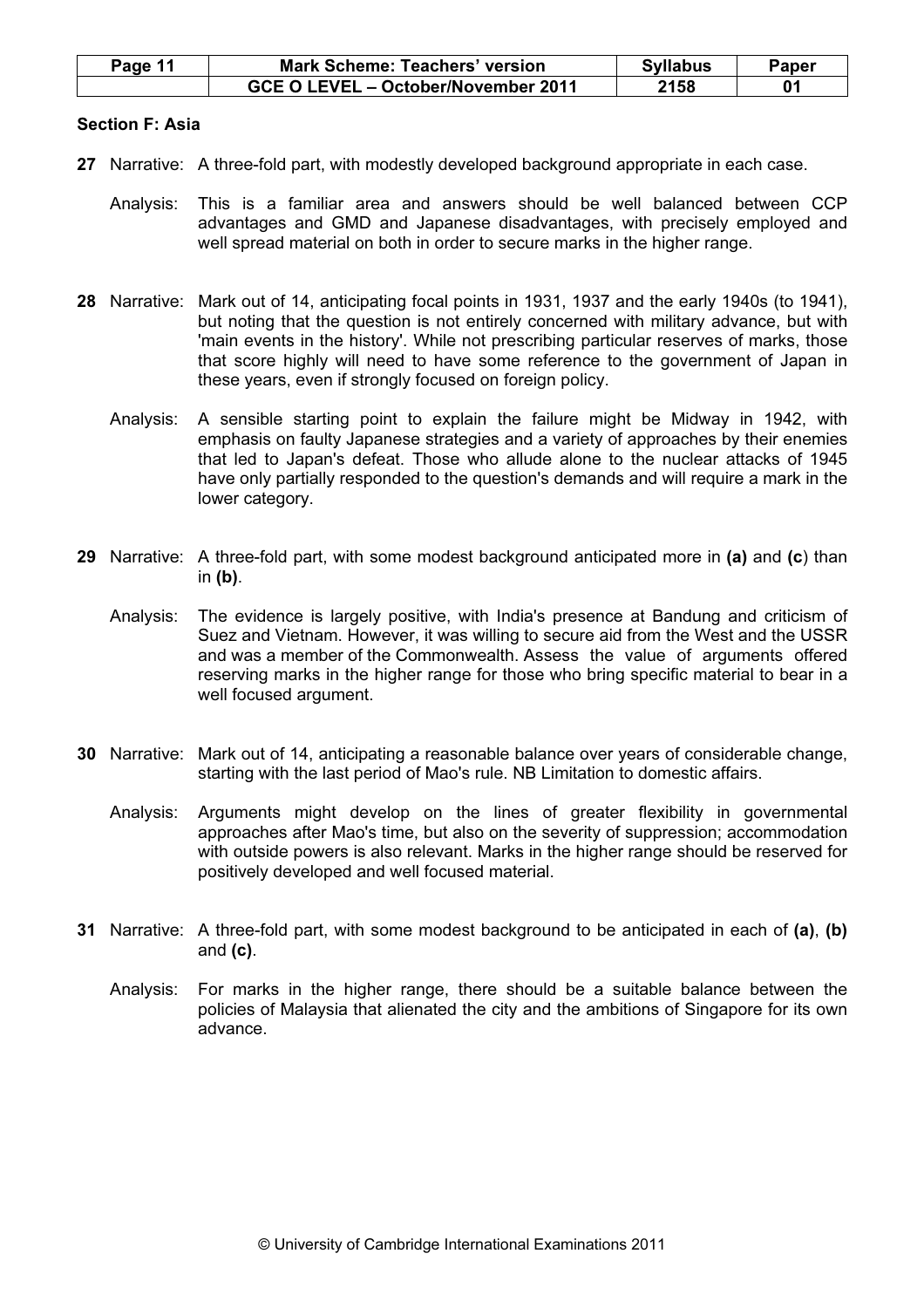## Section F: Asia

**27** Narrative: A three-fold part, with modestly developed background appropriate in each case.

Analysis: This is a familiar area and answers should be well balanced between CCP advantages and GMD and Japanese disadvantages, with precisely employed and well spread material on both in order to secure marks in the higher range.

**28** Narrative: Mark out of 14, anticipating focal points in 1931, 1937 and the early 1940s (to 1941), but noting that the question is not entirely concerned with military advance, but with 'main events in the history'. While not prescribing particular reserves of marks, those that score highly will need to have some reference to the government of Japan in these years, even if strongly focused on foreign policy.

Analysis: A sensible starting point to explain the failure might be Midway in 1942, with emphasis on faulty Japanese strategies and a variety of approaches by their enemies that led to Japan's defeat. Those who allude alone to the nuclear attacks of 1945 have only partially responded to the question's demands and will require a mark in the lower category.

**29** Narrative: A three-fold part, with some modest background anticipated more in **(a)** and **(c**) than in **(b)**.

Analysis: The evidence is largely positive, with India's presence at Bandung and criticism of Suez and Vietnam. However, it was willing to secure aid from the West and the USSR and was a member of the Commonwealth. Assess the value of arguments offered reserving marks in the higher range for those who bring specific material to bear in a well focused argument.

**30** Narrative: Mark out of 14, anticipating a reasonable balance over years of considerable change, starting with the last period of Mao's rule. NB Limitation to domestic affairs.

Analysis: Arguments might develop on the lines of greater flexibility in governmental approaches after Mao's time, but also on the severity of suppression; accommodation with outside powers is also relevant. Marks in the higher range should be reserved for positively developed and well focused material.

**31** Narrative: A three-fold part, with some modest background to be anticipated in each of **(a)**, **(b)** and **(c)**.

Analysis: For marks in the higher range, there should be a suitable balance between the policies of Malaysia that alienated the city and the ambitions of Singapore for its own advance.